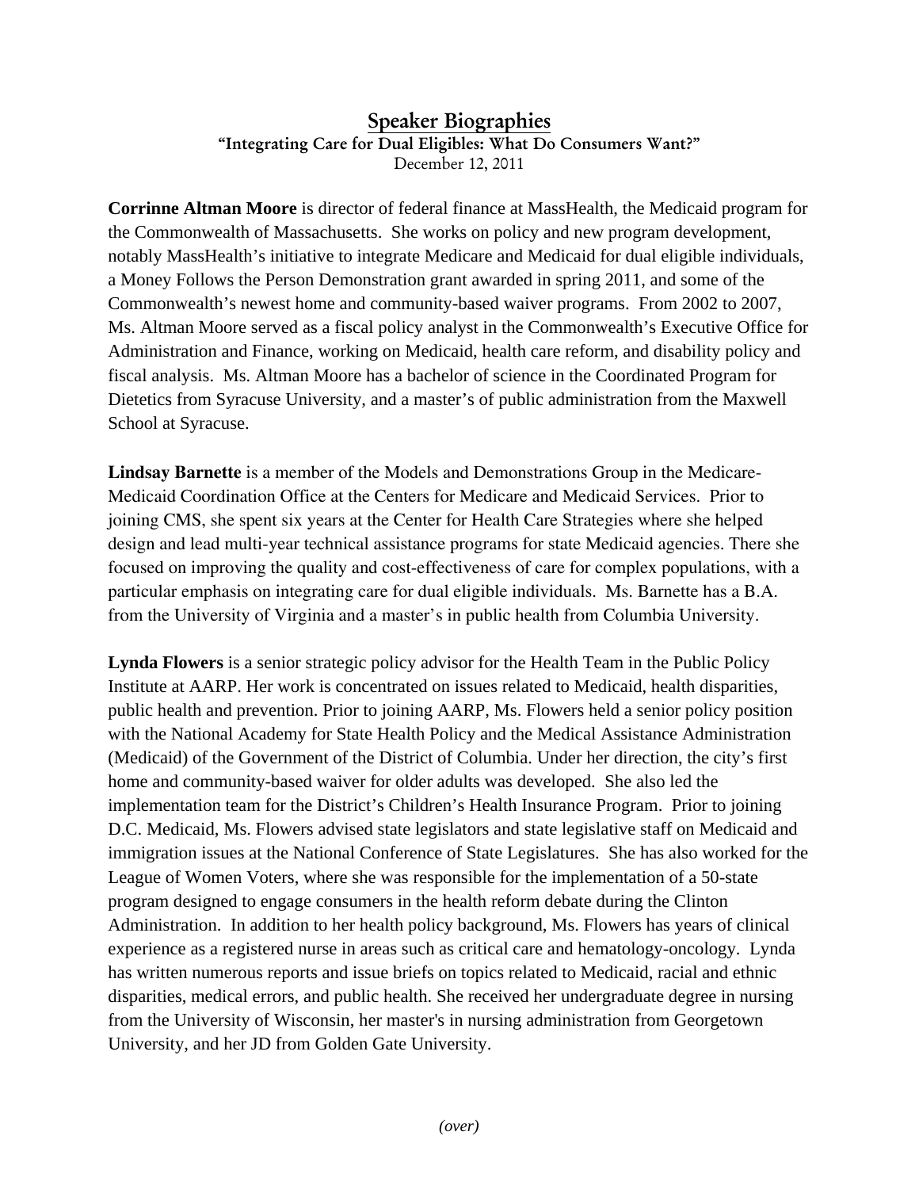# Speaker Biographies

**"Integrating Care for Dual Eligibles: What Do Consumers Want?"**

December 12, 2011

**Corrinne Altman Moore** is director of federal finance at MassHealth, the Medicaid program for the Commonwealth of Massachusetts. She works on policy and new program development, notably MassHealth's initiative to integrate Medicare and Medicaid for dual eligible individuals, a Money Follows the Person Demonstration grant awarded in spring 2011, and some of the Commonwealth's newest home and community-based waiver programs. From 2002 to 2007, Ms. Altman Moore served as a fiscal policy analyst in the Commonwealth's Executive Office for Administration and Finance, working on Medicaid, health care reform, and disability policy and fiscal analysis. Ms. Altman Moore has a bachelor of science in the Coordinated Program for Dietetics from Syracuse University, and a master's of public administration from the Maxwell School at Syracuse.

**Lindsay Barnette** is a member of the Models and Demonstrations Group in the Medicare-Medicaid Coordination Office at the Centers for Medicare and Medicaid Services. Prior to joining CMS, she spent six years at the Center for Health Care Strategies where she helped design and lead multi-year technical assistance programs for state Medicaid agencies. There she focused on improving the quality and cost-effectiveness of care for complex populations, with a particular emphasis on integrating care for dual eligible individuals. Ms. Barnette has a B.A. from the University of Virginia and a master's in public health from Columbia University.

**Lynda Flowers** is a senior strategic policy advisor for the Health Team in the Public Policy Institute at AARP. Her work is concentrated on issues related to Medicaid, health disparities, public health and prevention. Prior to joining AARP, Ms. Flowers held a senior policy position with the National Academy for State Health Policy and the Medical Assistance Administration (Medicaid) of the Government of the District of Columbia. Under her direction, the city's first home and community-based waiver for older adults was developed. She also led the implementation team for the District's Children's Health Insurance Program. Prior to joining D.C. Medicaid, Ms. Flowers advised state legislators and state legislative staff on Medicaid and immigration issues at the National Conference of State Legislatures. She has also worked for the League of Women Voters, where she was responsible for the implementation of a 50-state program designed to engage consumers in the health reform debate during the Clinton Administration. In addition to her health policy background, Ms. Flowers has years of clinical experience as a registered nurse in areas such as critical care and hematology-oncology. Lynda has written numerous reports and issue briefs on topics related to Medicaid, racial and ethnic disparities, medical errors, and public health. She received her undergraduate degree in nursing from the University of Wisconsin, her master's in nursing administration from Georgetown University, and her JD from Golden Gate University.

*(over)*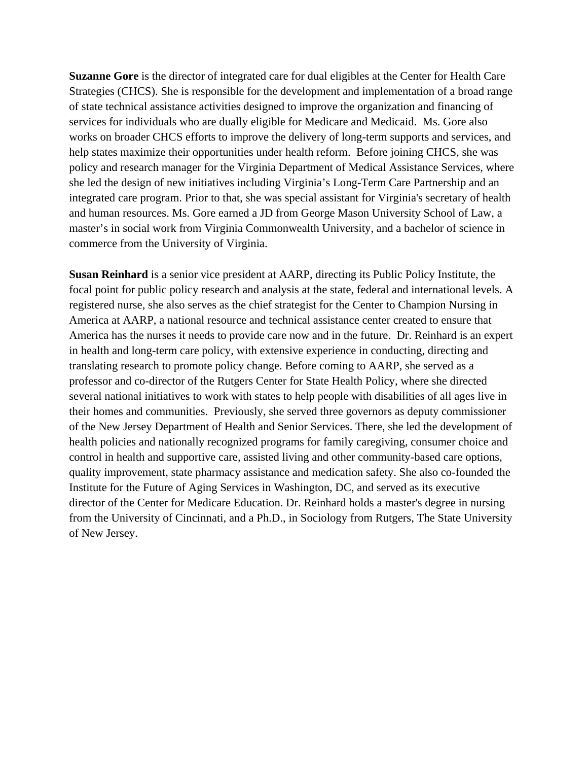**Suzanne Gore** is the director of integrated care for dual eligibles at the Center for Health Care Strategies (CHCS). She is responsible for the development and implementation of a broad range of state technical assistance activities designed to improve the organization and financing of services for individuals who are dually eligible for Medicare and Medicaid. Ms. Gore also works on broader CHCS efforts to improve the delivery of long-term supports and services, and help states maximize their opportunities under health reform. Before joining CHCS, she was policy and research manager for the Virginia Department of Medical Assistance Services, where she led the design of new initiatives including Virginia's Long-Term Care Partnership and an integrated care program. Prior to that, she was special assistant for Virginia's secretary of health and human resources. Ms. Gore earned a JD from George Mason University School of Law, a master's in social work from Virginia Commonwealth University, and a bachelor of science in commerce from the University of Virginia.

**Susan Reinhard** is a senior vice president at AARP, directing its Public Policy Institute, the focal point for public policy research and analysis at the state, federal and international levels. A registered nurse, she also serves as the chief strategist for the Center to Champion Nursing in America at AARP, a national resource and technical assistance center created to ensure that America has the nurses it needs to provide care now and in the future. Dr. Reinhard is an expert in health and long-term care policy, with extensive experience in conducting, directing and translating research to promote policy change. Before coming to AARP, she served as a professor and co-director of the Rutgers Center for State Health Policy, where she directed several national initiatives to work with states to help people with disabilities of all ages live in their homes and communities. Previously, she served three governors as deputy commissioner of the New Jersey Department of Health and Senior Services. There, she led the development of health policies and nationally recognized programs for family caregiving, consumer choice and control in health and supportive care, assisted living and other community-based care options, quality improvement, state pharmacy assistance and medication safety. She also co-founded the Institute for the Future of Aging Services in Washington, DC, and served as its executive director of the Center for Medicare Education. Dr. Reinhard holds a master's degree in nursing from the University of Cincinnati, and a Ph.D., in Sociology from Rutgers, The State University of New Jersey.